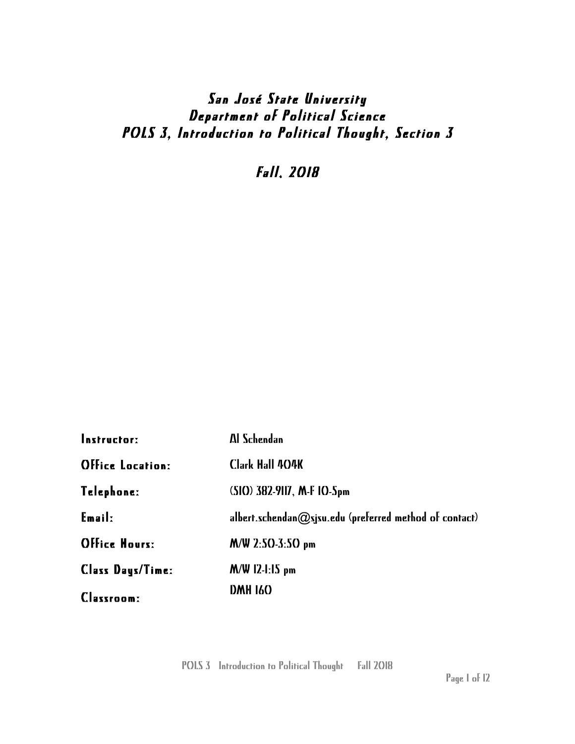# San José State University
# Department of Political Science
# POLS 3, Introduction to Political Thought, Section 3

## Fall, 2018

| | |
|---|---|
| **Instructor:** | Al Schendan |
| **Office Location:** | Clark Hall 404K |
| **Telephone:** | (510) 382-9117, M-F 10-5pm |
| **Email:** | albert.schendan@sjsu.edu (preferred method of contact) |
| **Office Hours:** | M/W 2:50-3:50 pm |
| **Class Days/Time:** | M/W 12-1:15 pm |
| **Classroom:** | DMH 160 |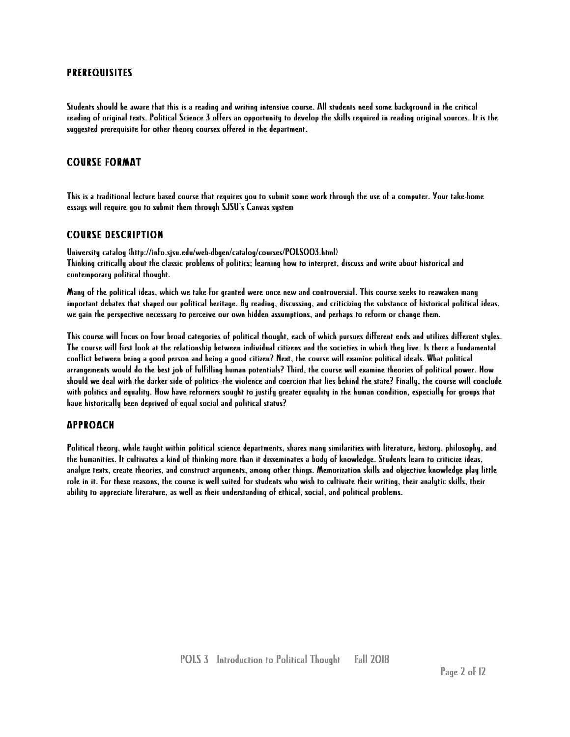## PREREQUISITES

Students should be aware that this is a reading and writing intensive course. All students need some background in the critical reading of original texts. Political Science 3 offers an opportunity to develop the skills required in reading original sources. It is the suggested prerequisite for other theory courses offered in the department.

## COURSE FORMAT

This is a traditional lecture based course that requires you to submit some work through the use of a computer. Your take-home essays will require you to submit them through SJSU's Canvas system

## COURSE DESCRIPTION

University catalog (http://info.sjsu.edu/web-dbgen/catalog/courses/POLS003.html)
Thinking critically about the classic problems of politics; learning how to interpret, discuss and write about historical and contemporary political thought.

Many of the political ideas, which we take for granted were once new and controversial. This course seeks to reawaken many important debates that shaped our political heritage. By reading, discussing, and criticizing the substance of historical political ideas, we gain the perspective necessary to perceive our own hidden assumptions, and perhaps to reform or change them.

This course will focus on four broad categories of political thought, each of which pursues different ends and utilizes different styles. The course will first look at the relationship between individual citizens and the societies in which they live. Is there a fundamental conflict between being a good person and being a good citizen? Next, the course will examine political ideals. What political arrangements would do the best job of fulfilling human potentials? Third, the course will examine theories of political power. How should we deal with the darker side of politics--the violence and coercion that lies behind the state? Finally, the course will conclude with politics and equality. How have reformers sought to justify greater equality in the human condition, especially for groups that have historically been deprived of equal social and political status?

## APPROACH

Political theory, while taught within political science departments, shares many similarities with literature, history, philosophy, and the humanities. It cultivates a kind of thinking more than it disseminates a body of knowledge. Students learn to criticize ideas, analyze texts, create theories, and construct arguments, among other things. Memorization skills and objective knowledge play little role in it. For these reasons, the course is well suited for students who wish to cultivate their writing, their analytic skills, their ability to appreciate literature, as well as their understanding of ethical, social, and political problems.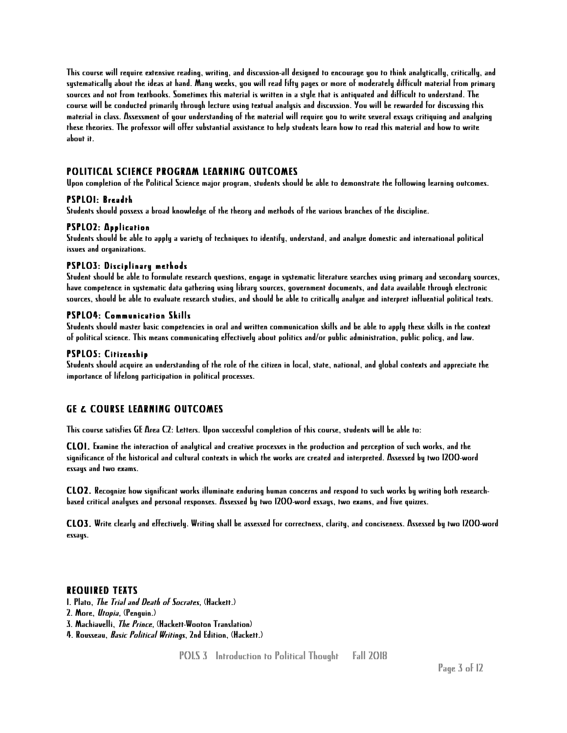This course will require extensive reading, writing, and discussion-all designed to encourage you to think analytically, critically, and systematically about the ideas at hand. Many weeks, you will read fifty pages or more of moderately difficult material from primary sources and not from textbooks. Sometimes this material is written in a style that is antiquated and difficult to understand. The course will be conducted primarily through lecture using textual analysis and discussion. You will be rewarded for discussing this material in class. Assessment of your understanding of the material will require you to write several essays critiquing and analyzing these theories. The professor will offer substantial assistance to help students learn how to read this material and how to write about it.

## POLITICAL SCIENCE PROGRAM LEARNING OUTCOMES

Upon completion of the Political Science major program, students should be able to demonstrate the following learning outcomes.

### PSPLO1: Breadth

Students should possess a broad knowledge of the theory and methods of the various branches of the discipline.

### PSPLO2: Application

Students should be able to apply a variety of techniques to identify, understand, and analyze domestic and international political issues and organizations.

### PSPLO3: Disciplinary methods

Student should be able to formulate research questions, engage in systematic literature searches using primary and secondary sources, have competence in systematic data gathering using library sources, government documents, and data available through electronic sources, should be able to evaluate research studies, and should be able to critically analyze and interpret influential political texts.

### PSPLO4: Communication Skills

Students should master basic competencies in oral and written communication skills and be able to apply these skills in the context of political science. This means communicating effectively about politics and/or public administration, public policy, and law.

### PSPLO5: Citizenship

Students should acquire an understanding of the role of the citizen in local, state, national, and global contexts and appreciate the importance of lifelong participation in political processes.

## GE & COURSE LEARNING OUTCOMES

This course satisfies GE Area C2: Letters. Upon successful completion of this course, students will be able to:

**CLO1.** Examine the interaction of analytical and creative processes in the production and perception of such works, and the significance of the historical and cultural contexts in which the works are created and interpreted. Assessed by two 1200-word essays and two exams.

**CLO2.** Recognize how significant works illuminate enduring human concerns and respond to such works by writing both research-based critical analyses and personal responses. Assessed by two 1200-word essays, two exams, and five quizzes.

**CLO3.** Write clearly and effectively. Writing shall be assessed for correctness, clarity, and conciseness. Assessed by two 1200-word essays.

## REQUIRED TEXTS

1. Plato, *The Trial and Death of Socrates*, (Hackett.)
2. More, *Utopia*, (Penguin.)
3. Machiavelli, *The Prince*, (Hackett-Wooton Translation)
4. Rousseau, *Basic Political Writings*, 2nd Edition, (Hackett.)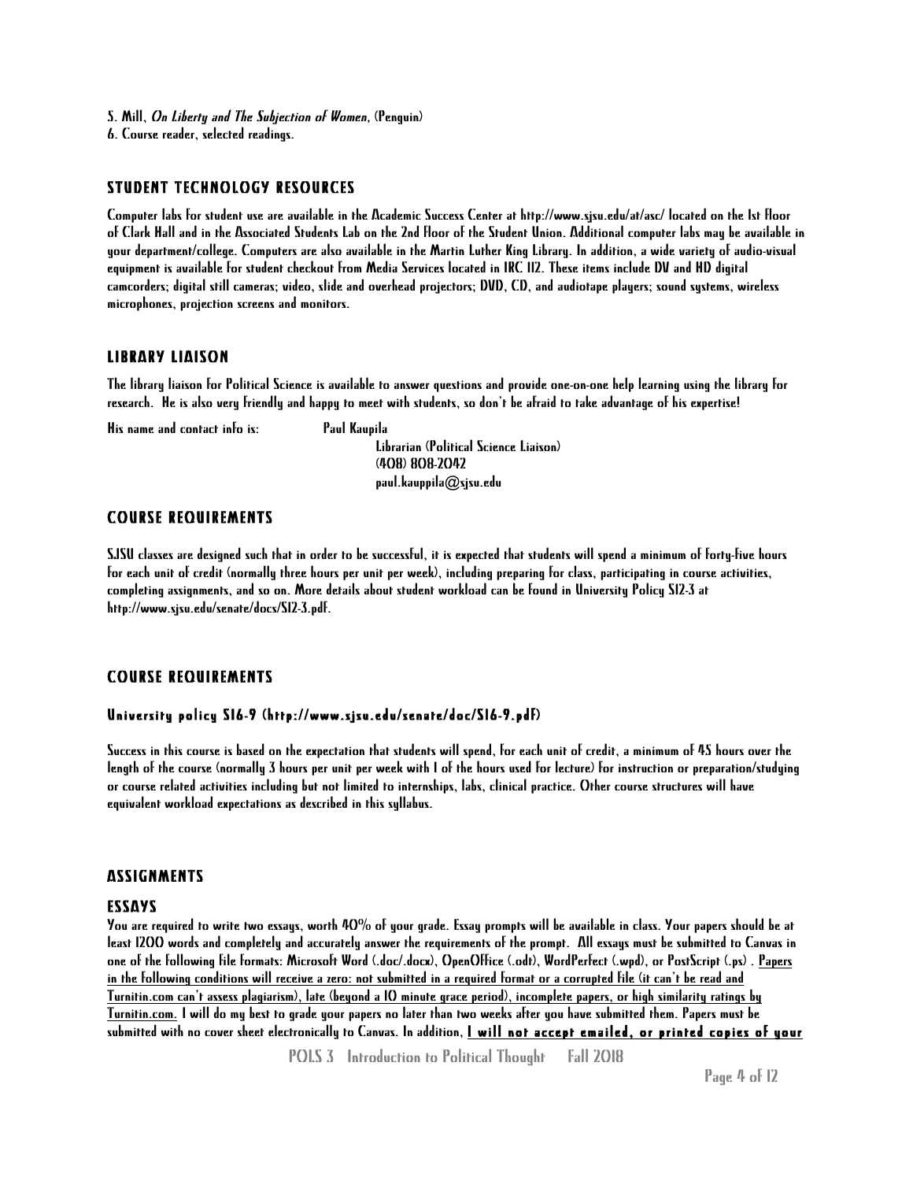5. Mill, *On Liberty and The Subjection of Women*, (Penguin)

6. Course reader, selected readings.

## STUDENT TECHNOLOGY RESOURCES

Computer labs for student use are available in the Academic Success Center at http://www.sjsu.edu/at/asc/ located on the 1st floor of Clark Hall and in the Associated Students Lab on the 2nd floor of the Student Union. Additional computer labs may be available in your department/college. Computers are also available in the Martin Luther King Library. In addition, a wide variety of audio-visual equipment is available for student checkout from Media Services located in IRC 112. These items include DV and HD digital camcorders; digital still cameras; video, slide and overhead projectors; DVD, CD, and audiotape players; sound systems, wireless microphones, projection screens and monitors.

## LIBRARY LIAISON

The library liaison for Political Science is available to answer questions and provide one-on-one help learning using the library for research. He is also very friendly and happy to meet with students, so don't be afraid to take advantage of his expertise!

His name and contact info is: Paul Kaupila
Librarian (Political Science Liaison)
(408) 808-2042
paul.kauppila@sjsu.edu

## COURSE REQUIREMENTS

SJSU classes are designed such that in order to be successful, it is expected that students will spend a minimum of forty-five hours for each unit of credit (normally three hours per unit per week), including preparing for class, participating in course activities, completing assignments, and so on. More details about student workload can be found in University Policy S12-3 at http://www.sjsu.edu/senate/docs/S12-3.pdf.

## COURSE REQUIREMENTS

### University policy S16-9 (http://www.sjsu.edu/senate/doc/S16-9.pdf)

Success in this course is based on the expectation that students will spend, for each unit of credit, a minimum of 45 hours over the length of the course (normally 3 hours per unit per week with 1 of the hours used for lecture) for instruction or preparation/studying or course related activities including but not limited to internships, labs, clinical practice. Other course structures will have equivalent workload expectations as described in this syllabus.

## ASSIGNMENTS

### ESSAYS

You are required to write two essays, worth 40% of your grade. Essay prompts will be available in class. Your papers should be at least 1200 words and completely and accurately answer the requirements of the prompt. All essays must be submitted to Canvas in one of the following file formats: Microsoft Word (.doc/.docx), OpenOffice (.odt), WordPerfect (.wpd), or PostScript (.ps) . <u>Papers in the following conditions will receive a zero: not submitted in a required format or a corrupted file (it can't be read and Turnitin.com can't assess plagiarism), late (beyond a 10 minute grace period), incomplete papers, or high similarity ratings by Turnitin.com.</u> I will do my best to grade your papers no later than two weeks after you have submitted them. Papers must be submitted with no cover sheet electronically to Canvas. In addition, <u>**I will not accept emailed, or printed copies of your**</u>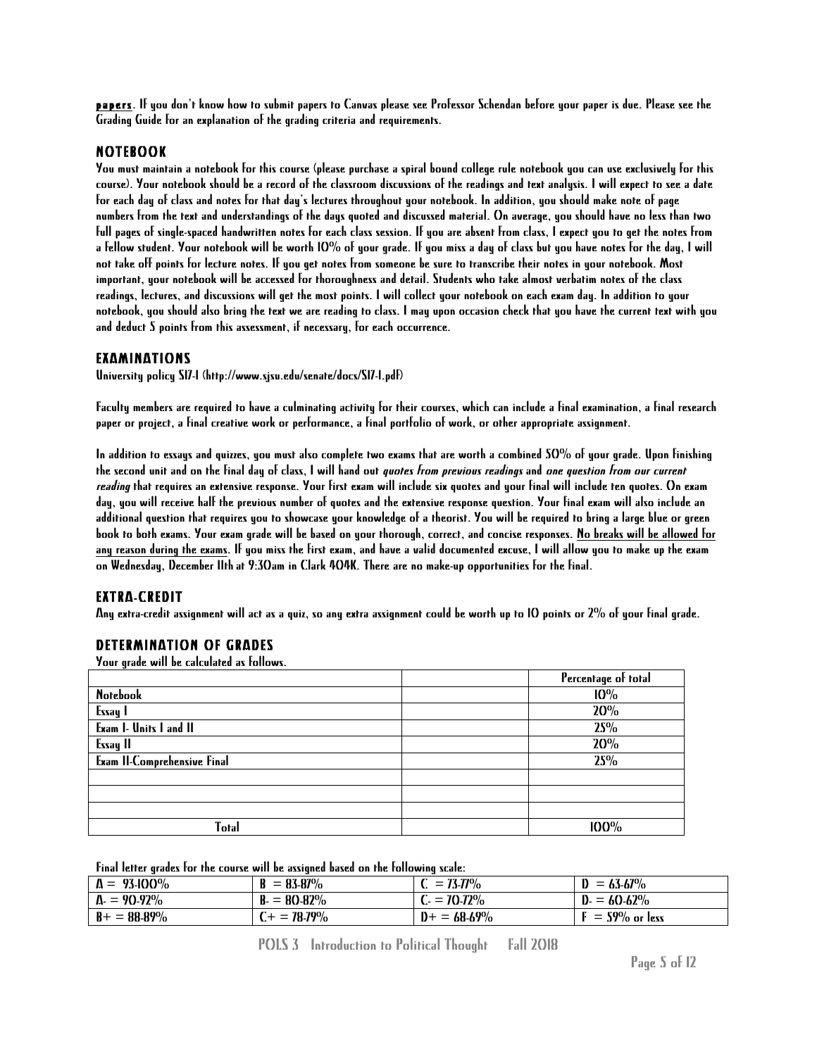**papers**. If you don't know how to submit papers to Canvas please see Professor Schendan before your paper is due. Please see the Grading Guide for an explanation of the grading criteria and requirements.

## NOTEBOOK

You must maintain a notebook for this course (please purchase a spiral bound college rule notebook you can use exclusively for this course). Your notebook should be a record of the classroom discussions of the readings and text analysis. I will expect to see a date for each day of class and notes for that day's lectures throughout your notebook. In addition, you should make note of page numbers from the text and understandings of the days quoted and discussed material. On average, you should have no less than two full pages of single-spaced handwritten notes for each class session. If you are absent from class, I expect you to get the notes from a fellow student. Your notebook will be worth 10% of your grade. If you miss a day of class but you have notes for the day, I will not take off points for lecture notes. If you get notes from someone be sure to transcribe their notes in your notebook. Most important, your notebook will be accessed for thoroughness and detail. Students who take almost verbatim notes of the class readings, lectures, and discussions will get the most points. I will collect your notebook on each exam day. In addition to your notebook, you should also bring the text we are reading to class. I may upon occasion check that you have the current text with you and deduct 5 points from this assessment, if necessary, for each occurrence.

## EXAMINATIONS

University policy S17-1 (http://www.sjsu.edu/senate/docs/S17-1.pdf)

Faculty members are required to have a culminating activity for their courses, which can include a final examination, a final research paper or project, a final creative work or performance, a final portfolio of work, or other appropriate assignment.

In addition to essays and quizzes, you must also complete two exams that are worth a combined 50% of your grade. Upon finishing the second unit and on the final day of class, I will hand out ***quotes from previous readings*** and ***one question from our current reading*** that requires an extensive response. Your first exam will include six quotes and your final will include ten quotes. On exam day, you will receive half the previous number of quotes and the extensive response question. Your final exam will also include an additional question that requires you to showcase your knowledge of a theorist. You will be required to bring a large blue or green book to both exams. Your exam grade will be based on your thorough, correct, and concise responses. <u>No breaks will be allowed for any reason during the exams</u>. If you miss the first exam, and have a valid documented excuse, I will allow you to make up the exam on Wednesday, December 11th at 9:30am in Clark 404K. There are no make-up opportunities for the final.

## EXTRA-CREDIT

Any extra-credit assignment will act as a quiz, so any extra assignment could be worth up to 10 points or 2% of your final grade.

## DETERMINATION OF GRADES

Your grade will be calculated as follows.

| | | Percentage of total |
|---|---|---|
| Notebook | | 10% |
| Essay I | | 20% |
| Exam I- Units I and II | | 25% |
| Essay II | | 20% |
| Exam II-Comprehensive Final | | 25% |
| | | |
| | | |
| | | |
| Total | | 100% |

Final letter grades for the course will be assigned based on the following scale:

| | | | |
|---|---|---|---|
| A = 93-100% | B = 83-87% | C = 73-77% | D = 63-67% |
| A- = 90-92% | B- = 80-82% | C- = 70-72% | D- = 60-62% |
| B+ = 88-89% | C+ = 78-79% | D+ = 68-69% | F = 59% or less |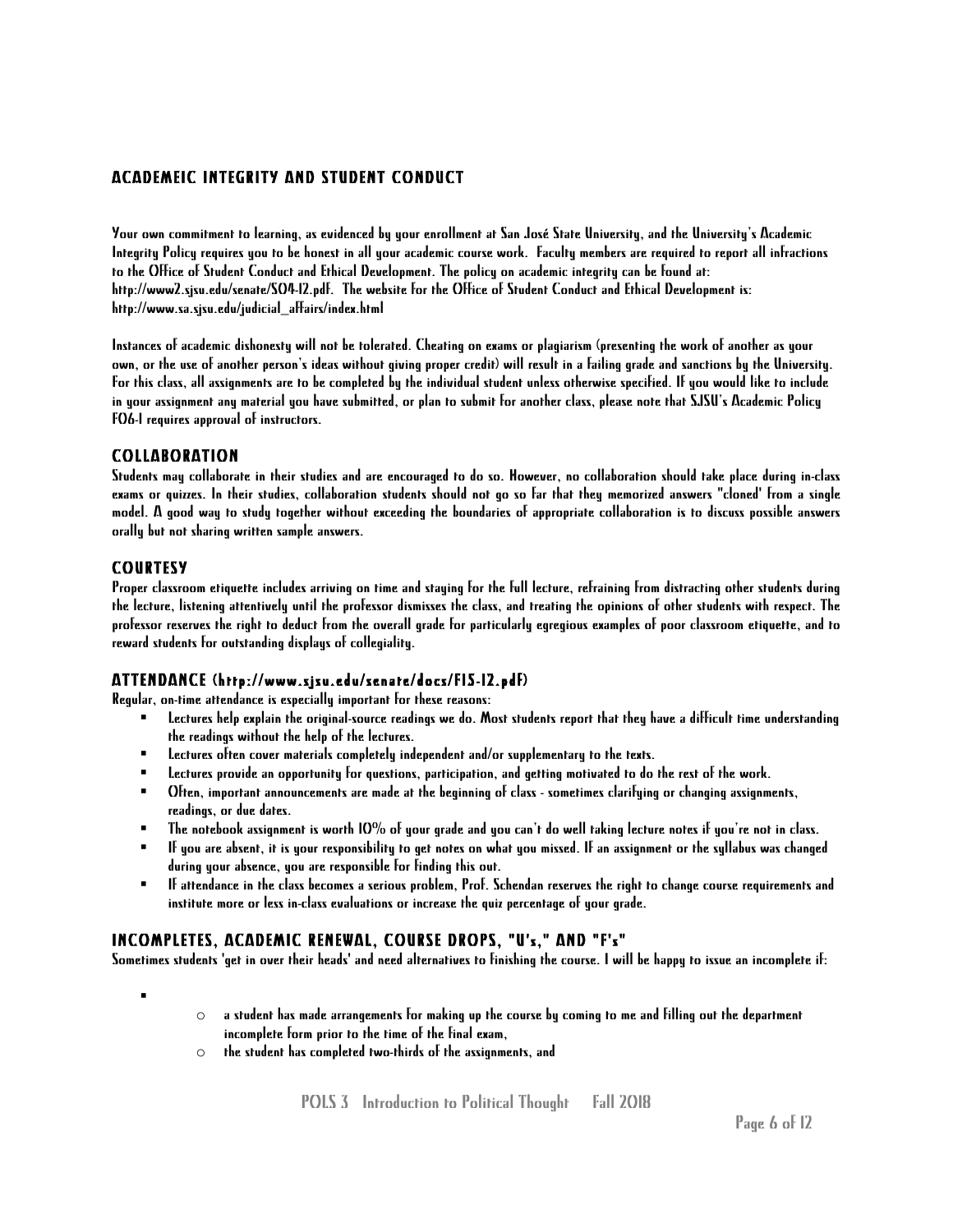## ACADEMEIC INTEGRITY AND STUDENT CONDUCT

Your own commitment to learning, as evidenced by your enrollment at San José State University, and the University's Academic Integrity Policy requires you to be honest in all your academic course work. Faculty members are required to report all infractions to the Office of Student Conduct and Ethical Development. The policy on academic integrity can be found at: http://www2.sjsu.edu/senate/S04-12.pdf. The website for the Office of Student Conduct and Ethical Development is: http://www.sa.sjsu.edu/judicial_affairs/index.html

Instances of academic dishonesty will not be tolerated. Cheating on exams or plagiarism (presenting the work of another as your own, or the use of another person's ideas without giving proper credit) will result in a failing grade and sanctions by the University. For this class, all assignments are to be completed by the individual student unless otherwise specified. If you would like to include in your assignment any material you have submitted, or plan to submit for another class, please note that SJSU's Academic Policy F06-1 requires approval of instructors.

## COLLABORATION

Students may collaborate in their studies and are encouraged to do so. However, no collaboration should take place during in-class exams or quizzes. In their studies, collaboration students should not go so far that they memorized answers "cloned" from a single model. A good way to study together without exceeding the boundaries of appropriate collaboration is to discuss possible answers orally but not sharing written sample answers.

## COURTESY

Proper classroom etiquette includes arriving on time and staying for the full lecture, refraining from distracting other students during the lecture, listening attentively until the professor dismisses the class, and treating the opinions of other students with respect. The professor reserves the right to deduct from the overall grade for particularly egregious examples of poor classroom etiquette, and to reward students for outstanding displays of collegiality.

## ATTENDANCE (http://www.sjsu.edu/senate/docs/F15-12.pdf)

Regular, on-time attendance is especially important for these reasons:

- Lectures help explain the original-source readings we do. Most students report that they have a difficult time understanding the readings without the help of the lectures.
- Lectures often cover materials completely independent and/or supplementary to the texts.
- Lectures provide an opportunity for questions, participation, and getting motivated to do the rest of the work.
- Often, important announcements are made at the beginning of class - sometimes clarifying or changing assignments, readings, or due dates.
- The notebook assignment is worth 10% of your grade and you can't do well taking lecture notes if you're not in class.
- If you are absent, it is your responsibility to get notes on what you missed. If an assignment or the syllabus was changed during your absence, you are responsible for finding this out.
- If attendance in the class becomes a serious problem, Prof. Schendan reserves the right to change course requirements and institute more or less in-class evaluations or increase the quiz percentage of your grade.

## INCOMPLETES, ACADEMIC RENEWAL, COURSE DROPS, "U's," AND "F's"

Sometimes students 'get in over their heads' and need alternatives to finishing the course. I will be happy to issue an incomplete if:

- 
    - a student has made arrangements for making up the course by coming to me and filling out the department incomplete form prior to the time of the final exam,
    - the student has completed two-thirds of the assignments, and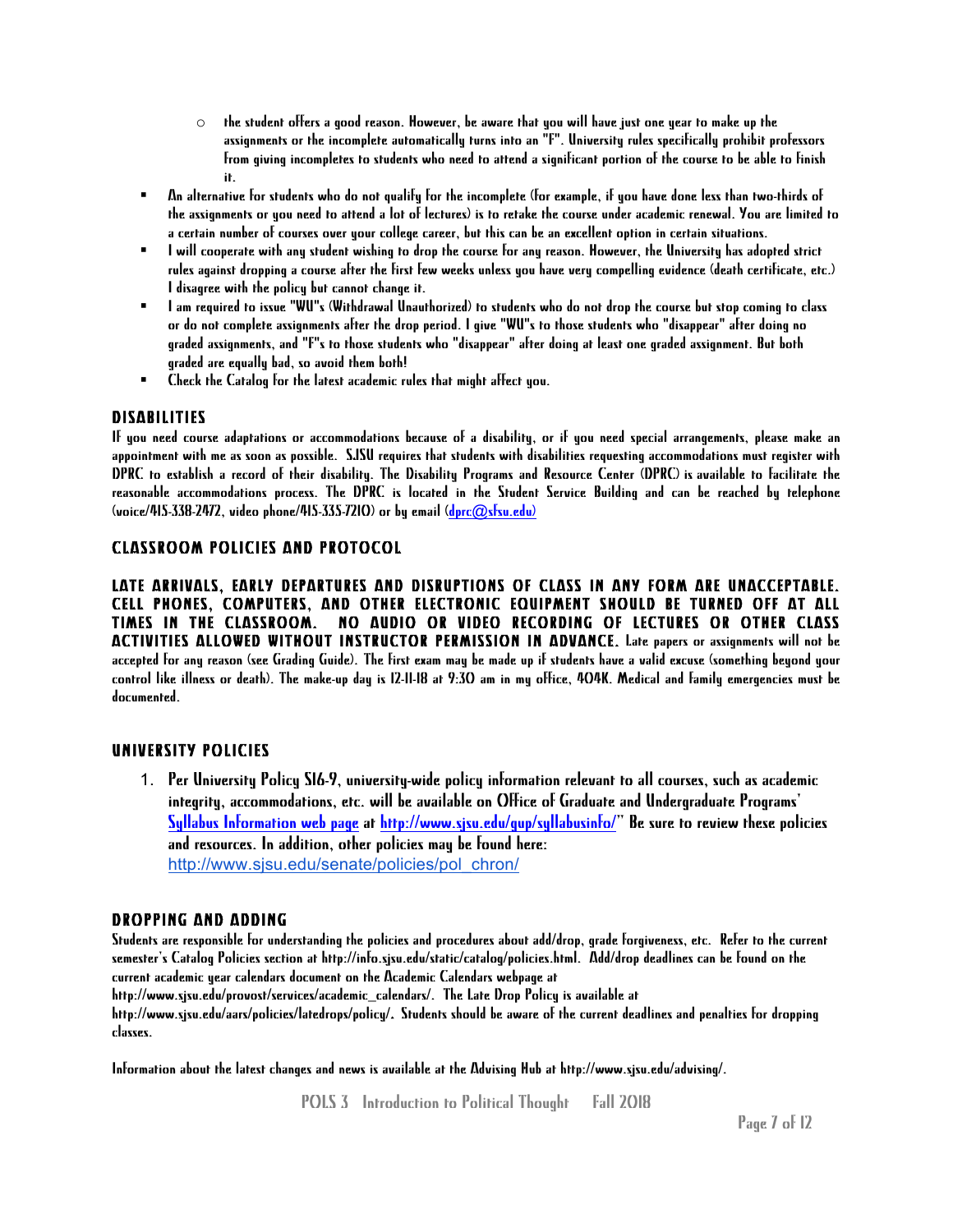- the student offers a good reason. However, be aware that you will have just one year to make up the assignments or the incomplete automatically turns into an "F". University rules specifically prohibit professors from giving incompletes to students who need to attend a significant portion of the course to be able to finish it.
- An alternative for students who do not qualify for the incomplete (for example, if you have done less than two-thirds of the assignments or you need to attend a lot of lectures) is to retake the course under academic renewal. You are limited to a certain number of courses over your college career, but this can be an excellent option in certain situations.
- I will cooperate with any student wishing to drop the course for any reason. However, the University has adopted strict rules against dropping a course after the first few weeks unless you have very compelling evidence (death certificate, etc.) I disagree with the policy but cannot change it.
- I am required to issue "WU"s (Withdrawal Unauthorized) to students who do not drop the course but stop coming to class or do not complete assignments after the drop period. I give "WU"s to those students who "disappear" after doing no graded assignments, and "F"s to those students who "disappear" after doing at least one graded assignment. But both graded are equally bad, so avoid them both!
- Check the Catalog for the latest academic rules that might affect you.

## DISABILITIES

If you need course adaptations or accommodations because of a disability, or if you need special arrangements, please make an appointment with me as soon as possible. SJSU requires that students with disabilities requesting accommodations must register with DPRC to establish a record of their disability. The Disability Programs and Resource Center (DPRC) is available to facilitate the reasonable accommodations process. The DPRC is located in the Student Service Building and can be reached by telephone (voice/415-338-2472, video phone/415-335-7210) or by email (dprc@sfsu.edu)

## CLASSROOM POLICIES AND PROTOCOL

**LATE ARRIVALS, EARLY DEPARTURES AND DISRUPTIONS OF CLASS IN ANY FORM ARE UNACCEPTABLE. CELL PHONES, COMPUTERS, AND OTHER ELECTRONIC EQUIPMENT SHOULD BE TURNED OFF AT ALL TIMES IN THE CLASSROOM. NO AUDIO OR VIDEO RECORDING OF LECTURES OR OTHER CLASS ACTIVITIES ALLOWED WITHOUT INSTRUCTOR PERMISSION IN ADVANCE.** Late papers or assignments will not be accepted for any reason (see Grading Guide). The first exam may be made up if students have a valid excuse (something beyond your control like illness or death). The make-up day is 12-11-18 at 9:30 am in my office, 404K. Medical and family emergencies must be documented.

## UNIVERSITY POLICIES

1. Per University Policy S16-9, university-wide policy information relevant to all courses, such as academic integrity, accommodations, etc. will be available on Office of Graduate and Undergraduate Programs' [Syllabus Information web page](http://www.sjsu.edu/gup/syllabusinfo/) at http://www.sjsu.edu/gup/syllabusinfo/" Be sure to review these policies and resources. In addition, other policies may be found here: http://www.sjsu.edu/senate/policies/pol_chron/

## DROPPING AND ADDING

Students are responsible for understanding the policies and procedures about add/drop, grade forgiveness, etc. Refer to the current semester's Catalog Policies section at http://info.sjsu.edu/static/catalog/policies.html. Add/drop deadlines can be found on the current academic year calendars document on the Academic Calendars webpage at http://www.sjsu.edu/provost/services/academic_calendars/. The Late Drop Policy is available at http://www.sjsu.edu/aars/policies/latedrops/policy/. Students should be aware of the current deadlines and penalties for dropping classes.

Information about the latest changes and news is available at the Advising Hub at http://www.sjsu.edu/advising/.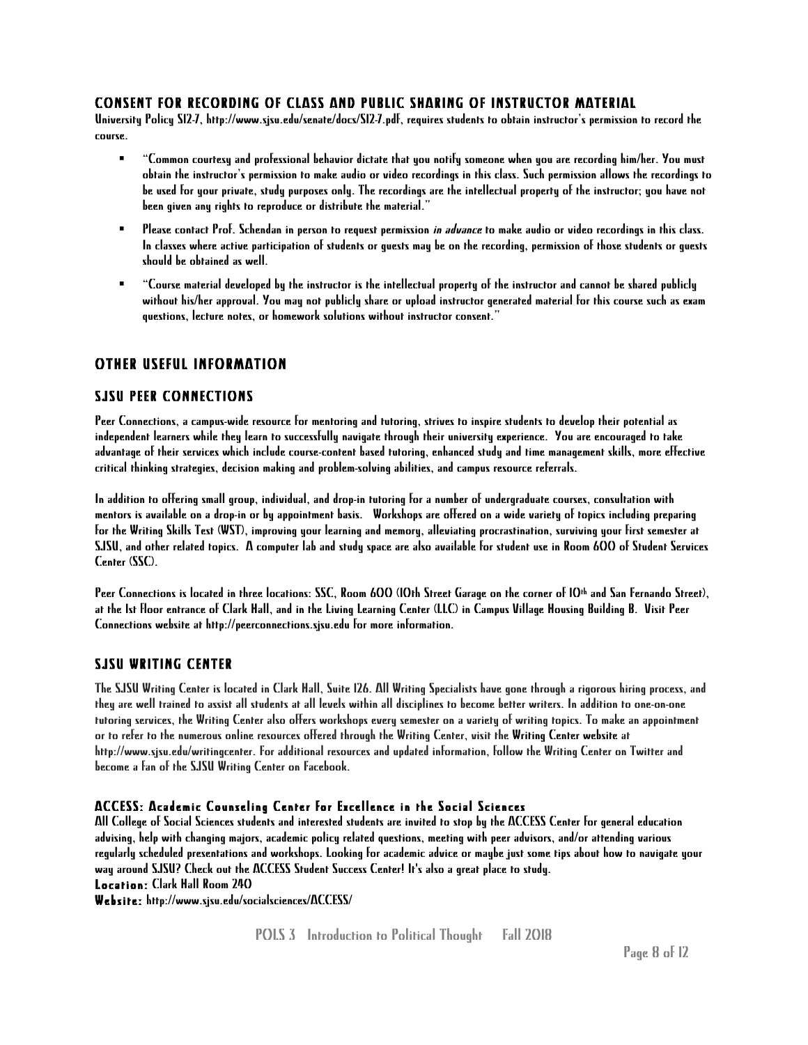### CONSENT FOR RECORDING OF CLASS AND PUBLIC SHARING OF INSTRUCTOR MATERIAL

University Policy S12-7, http://www.sjsu.edu/senate/docs/S12-7.pdf, requires students to obtain instructor's permission to record the course.

- "Common courtesy and professional behavior dictate that you notify someone when you are recording him/her. You must obtain the instructor's permission to make audio or video recordings in this class. Such permission allows the recordings to be used for your private, study purposes only. The recordings are the intellectual property of the instructor; you have not been given any rights to reproduce or distribute the material."
- Please contact Prof. Schendan in person to request permission *in advance* to make audio or video recordings in this class. In classes where active participation of students or guests may be on the recording, permission of those students or guests should be obtained as well.
- "Course material developed by the instructor is the intellectual property of the instructor and cannot be shared publicly without his/her approval. You may not publicly share or upload instructor generated material for this course such as exam questions, lecture notes, or homework solutions without instructor consent."

## OTHER USEFUL INFORMATION

### SJSU PEER CONNECTIONS

Peer Connections, a campus-wide resource for mentoring and tutoring, strives to inspire students to develop their potential as independent learners while they learn to successfully navigate through their university experience. You are encouraged to take advantage of their services which include course-content based tutoring, enhanced study and time management skills, more effective critical thinking strategies, decision making and problem-solving abilities, and campus resource referrals.

In addition to offering small group, individual, and drop-in tutoring for a number of undergraduate courses, consultation with mentors is available on a drop-in or by appointment basis. Workshops are offered on a wide variety of topics including preparing for the Writing Skills Test (WST), improving your learning and memory, alleviating procrastination, surviving your first semester at SJSU, and other related topics. A computer lab and study space are also available for student use in Room 600 of Student Services Center (SSC).

Peer Connections is located in three locations: SSC, Room 600 (10th Street Garage on the corner of 10th and San Fernando Street), at the 1st floor entrance of Clark Hall, and in the Living Learning Center (LLC) in Campus Village Housing Building B. Visit Peer Connections website at http://peerconnections.sjsu.edu for more information.

### SJSU WRITING CENTER

The SJSU Writing Center is located in Clark Hall, Suite 126. All Writing Specialists have gone through a rigorous hiring process, and they are well trained to assist all students at all levels within all disciplines to become better writers. In addition to one-on-one tutoring services, the Writing Center also offers workshops every semester on a variety of writing topics. To make an appointment or to refer to the numerous online resources offered through the Writing Center, visit the Writing Center website at http://www.sjsu.edu/writingcenter. For additional resources and updated information, follow the Writing Center on Twitter and become a fan of the SJSU Writing Center on Facebook.

#### ACCESS: Academic Counseling Center for Excellence in the Social Sciences

All College of Social Sciences students and interested students are invited to stop by the ACCESS Center for general education advising, help with changing majors, academic policy related questions, meeting with peer advisors, and/or attending various regularly scheduled presentations and workshops. Looking for academic advice or maybe just some tips about how to navigate your way around SJSU? Check out the ACCESS Student Success Center! It's also a great place to study.

**Location:** Clark Hall Room 240

**Website:** http://www.sjsu.edu/socialsciences/ACCESS/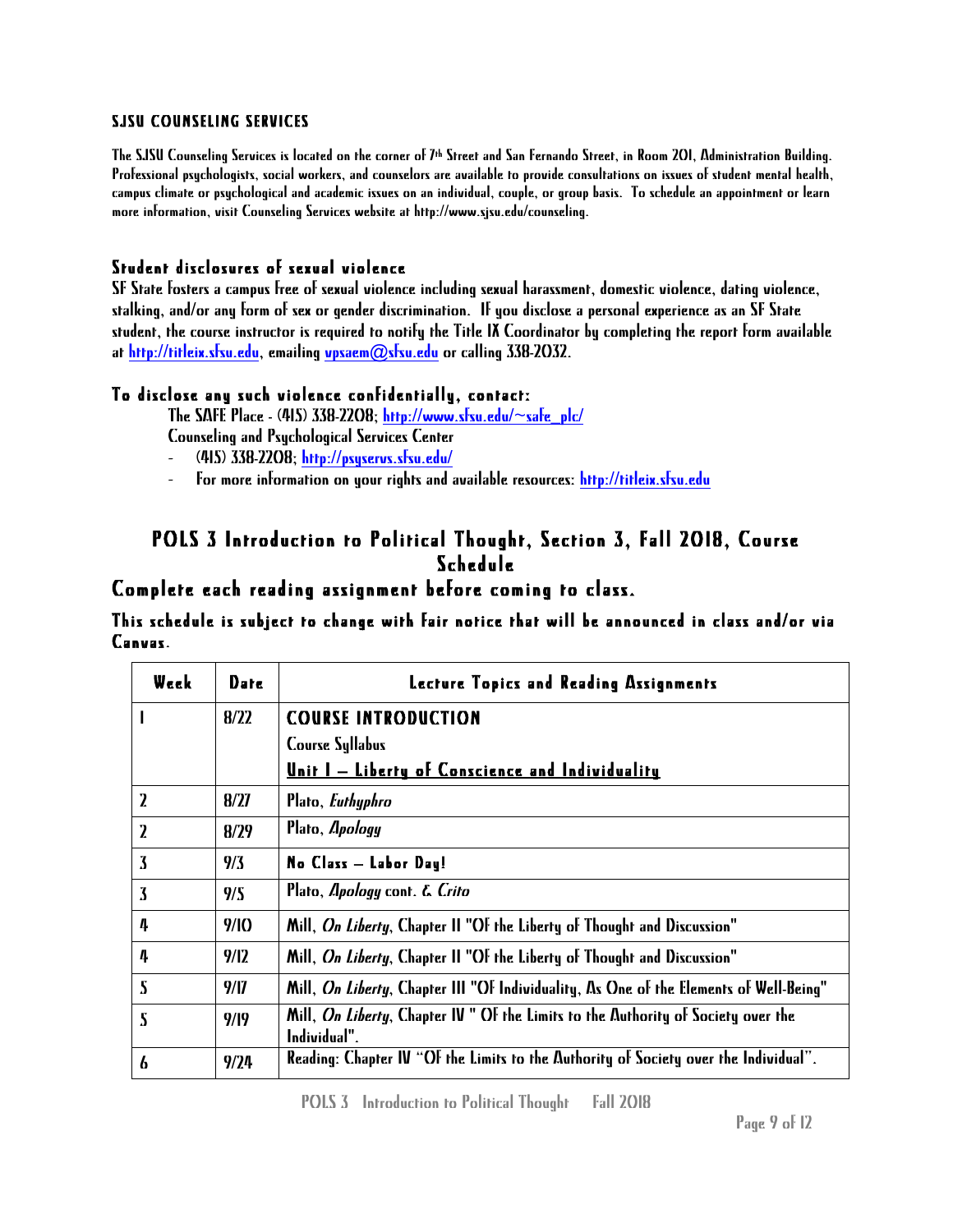### SJSU COUNSELING SERVICES

The SJSU Counseling Services is located on the corner of 7th Street and San Fernando Street, in Room 201, Administration Building. Professional psychologists, social workers, and counselors are available to provide consultations on issues of student mental health, campus climate or psychological and academic issues on an individual, couple, or group basis. To schedule an appointment or learn more information, visit Counseling Services website at http://www.sjsu.edu/counseling.

### Student disclosures of sexual violence

SF State fosters a campus free of sexual violence including sexual harassment, domestic violence, dating violence, stalking, and/or any form of sex or gender discrimination. If you disclose a personal experience as an SF State student, the course instructor is required to notify the Title IX Coordinator by completing the report form available at http://titleix.sfsu.edu, emailing vpsaem@sfsu.edu or calling 338-2032.

### To disclose any such violence confidentially, contact:

The SAFE Place - (415) 338-2208; http://www.sfsu.edu/~safe_plc/
Counseling and Psychological Services Center

- (415) 338-2208; http://psyservs.sfsu.edu/
- For more information on your rights and available resources: http://titleix.sfsu.edu

## POLS 3 Introduction to Political Thought, Section 3, Fall 2018, Course Schedule

### Complete each reading assignment before coming to class.

**This schedule is subject to change with fair notice that will be announced in class and/or via Canvas.**

| Week | Date | Lecture Topics and Reading Assignments |
|---|---|---|
| 1 | 8/22 | **COURSE INTRODUCTION**<br>Course Syllabus<br>**Unit I – Liberty of Conscience and Individuality** |
| 2 | 8/27 | Plato, *Euthyphro* |
| 2 | 8/29 | Plato, *Apology* |
| 3 | 9/3 | **No Class – Labor Day!** |
| 3 | 9/5 | Plato, *Apology* cont. & *Crito* |
| 4 | 9/10 | Mill, *On Liberty*, Chapter II "Of the Liberty of Thought and Discussion" |
| 4 | 9/12 | Mill, *On Liberty*, Chapter II "Of the Liberty of Thought and Discussion" |
| 5 | 9/17 | Mill, *On Liberty*, Chapter III "Of Individuality, As One of the Elements of Well-Being" |
| 5 | 9/19 | Mill, *On Liberty*, Chapter IV " Of the Limits to the Authority of Society over the Individual". |
| 6 | 9/24 | Reading: Chapter IV "Of the Limits to the Authority of Society over the Individual". |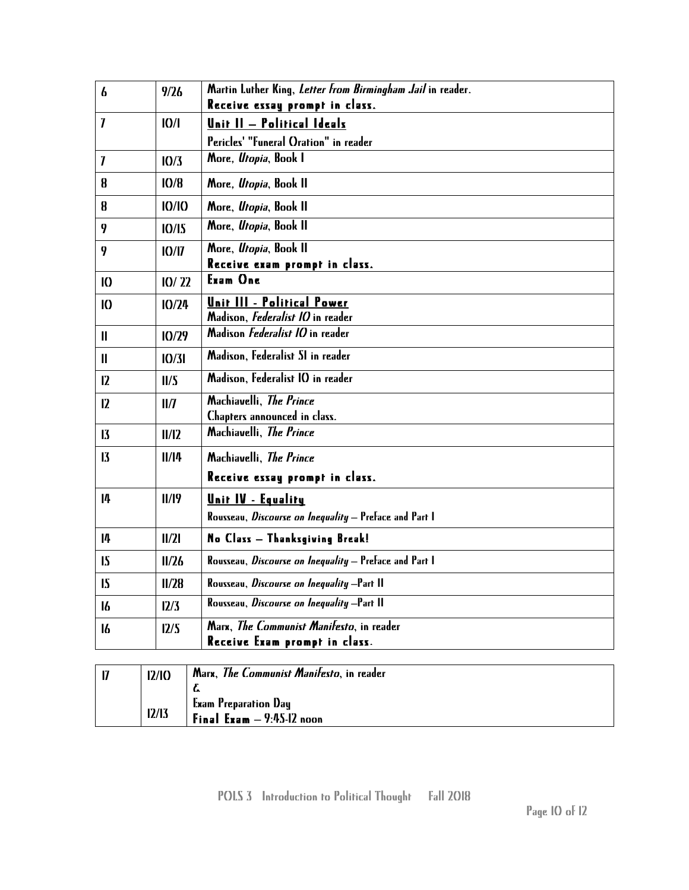| | | |
|---|---|---|
| 6 | 9/26 | Martin Luther King, *Letter From Birmingham Jail* in reader. **Receive essay prompt in class.** |
| 7 | 10/1 | **Unit II – Political Ideals** Pericles' "Funeral Oration" in reader |
| 7 | 10/3 | More, *Utopia*, Book I |
| 8 | 10/8 | More, *Utopia*, Book II |
| 8 | 10/10 | More, *Utopia*, Book II |
| 9 | 10/15 | More, *Utopia*, Book II |
| 9 | 10/17 | More, *Utopia*, Book II **Receive exam prompt in class.** |
| 10 | 10/ 22 | **Exam One** |
| 10 | 10/24 | **Unit III - Political Power** Madison, *Federalist 10* in reader |
| 11 | 10/29 | Madison *Federalist 10* in reader |
| 11 | 10/31 | Madison, Federalist 51 in reader |
| 12 | 11/5 | Madison, Federalist 10 in reader |
| 12 | 11/7 | Machiavelli, *The Prince* Chapters announced in class. |
| 13 | 11/12 | Machiavelli, *The Prince* |
| 13 | 11/14 | Machiavelli, *The Prince* **Receive essay prompt in class.** |
| 14 | 11/19 | **Unit IV - Equality** Rousseau, *Discourse on Inequality* – Preface and Part I |
| 14 | 11/21 | **No Class – Thanksgiving Break!** |
| 15 | 11/26 | Rousseau, *Discourse on Inequality* – Preface and Part I |
| 15 | 11/28 | Rousseau, *Discourse on Inequality* –Part II |
| 16 | 12/3 | Rousseau, *Discourse on Inequality* –Part II |
| 16 | 12/5 | Marx, *The Communist Manifesto*, in reader **Receive Exam prompt in class.** |
| 17 | 12/10 12/13 | Marx, *The Communist Manifesto*, in reader & Exam Preparation Day **Final Exam** – 9:45-12 noon |